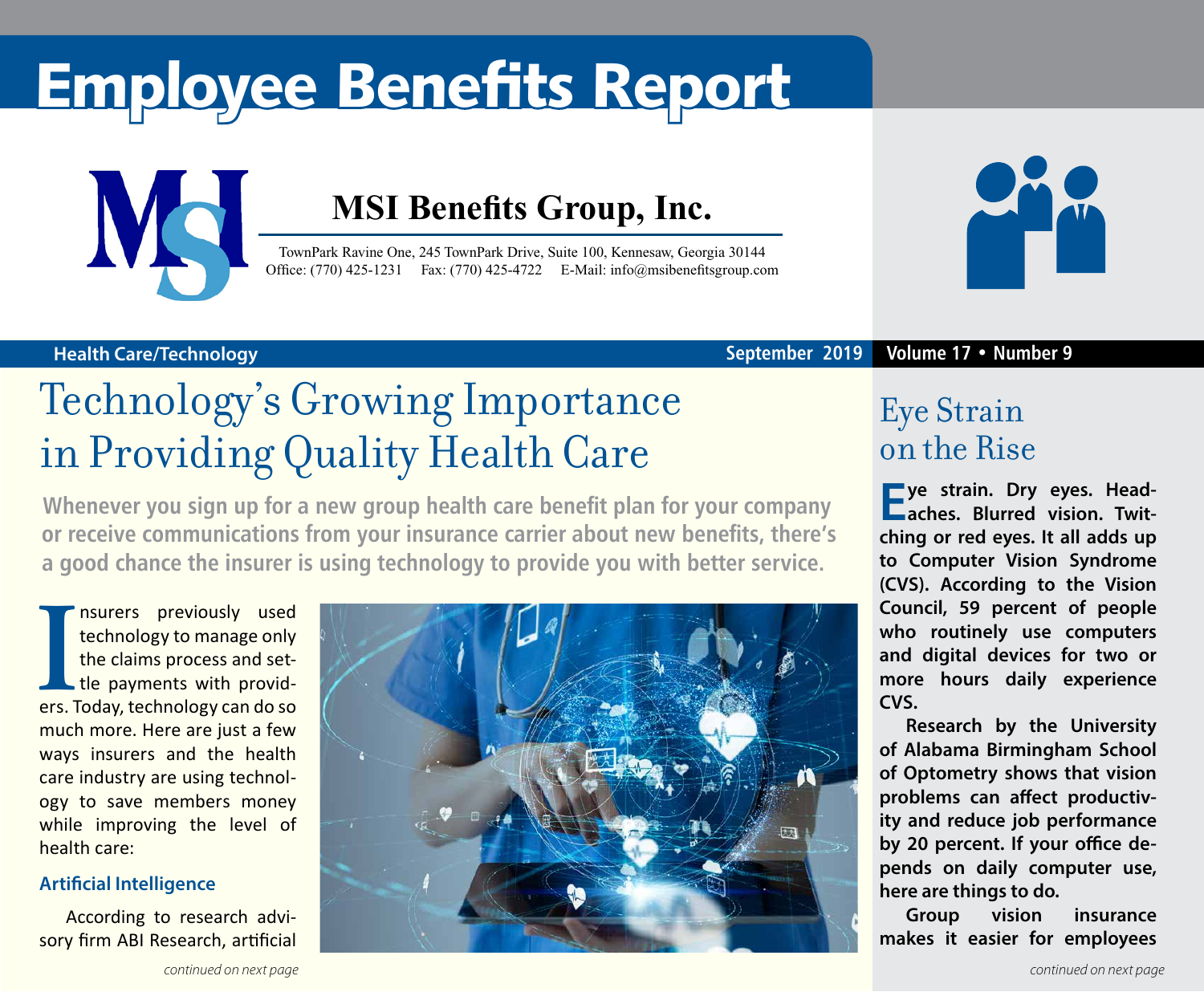# Employee Benefits Report

**MSI Benefits Group, Inc.**

TownPark Ravine One, 245 TownPark Drive, Suite 100, Kennesaw, Georgia 30144
Office: (770) 425-1231 Fax: (770) 425-4722 E-Mail: info@msibenefitsgroup.com

**Health Care/Technology** **September 2019** **Volume 17 • Number 9**

## Technology's Growing Importance in Providing Quality Health Care

**Whenever you sign up for a new group health care benefit plan for your company or receive communications from your insurance carrier about new benefits, there's a good chance the insurer is using technology to provide you with better service.**

Insurers previously used technology to manage only the claims process and settle payments with providers. Today, technology can do so much more. Here are just a few ways insurers and the health care industry are using technology to save members money while improving the level of health care:

### Artificial Intelligence

According to research advisory firm ABI Research, artificial

*continued on next page*

## Eye Strain on the Rise

**Eye strain. Dry eyes. Headaches. Blurred vision. Twitching or red eyes. It all adds up to Computer Vision Syndrome (CVS). According to the Vision Council, 59 percent of people who routinely use computers and digital devices for two or more hours daily experience CVS.**

**Research by the University of Alabama Birmingham School of Optometry shows that vision problems can affect productivity and reduce job performance by 20 percent. If your office depends on daily computer use, here are things to do.**

**Group vision insurance makes it easier for employees**

*continued on next page*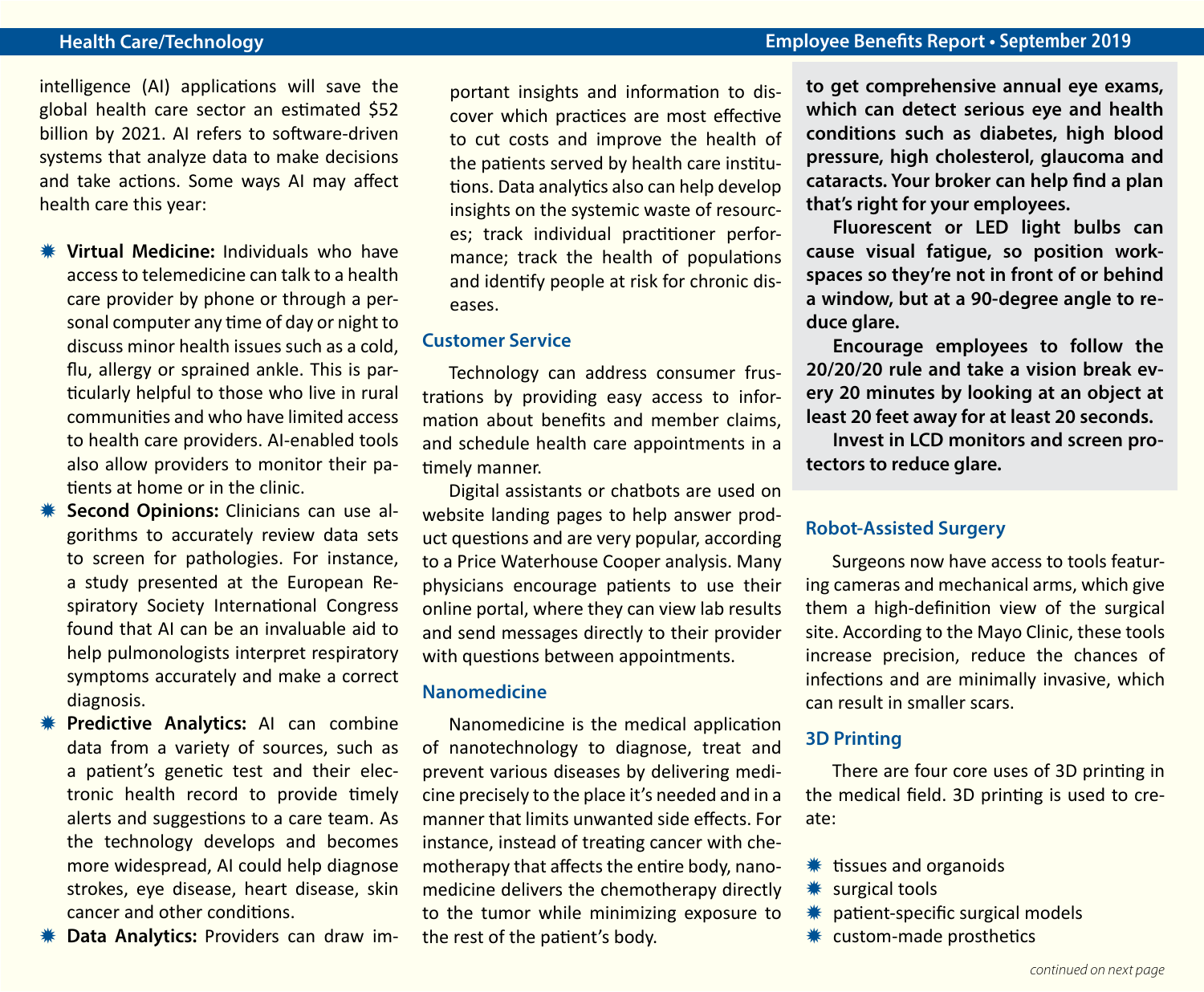intelligence (AI) applications will save the global health care sector an estimated $52 billion by 2021. AI refers to software-driven systems that analyze data to make decisions and take actions. Some ways AI may affect health care this year:

- **Virtual Medicine:** Individuals who have access to telemedicine can talk to a health care provider by phone or through a personal computer any time of day or night to discuss minor health issues such as a cold, flu, allergy or sprained ankle. This is particularly helpful to those who live in rural communities and who have limited access to health care providers. AI-enabled tools also allow providers to monitor their patients at home or in the clinic.
- **Second Opinions:** Clinicians can use algorithms to accurately review data sets to screen for pathologies. For instance, a study presented at the European Respiratory Society International Congress found that AI can be an invaluable aid to help pulmonologists interpret respiratory symptoms accurately and make a correct diagnosis.
- **Predictive Analytics:** AI can combine data from a variety of sources, such as a patient's genetic test and their electronic health record to provide timely alerts and suggestions to a care team. As the technology develops and becomes more widespread, AI could help diagnose strokes, eye disease, heart disease, skin cancer and other conditions.
- **Data Analytics:** Providers can draw important insights and information to discover which practices are most effective to cut costs and improve the health of the patients served by health care institutions. Data analytics also can help develop insights on the systemic waste of resources; track individual practitioner performance; track the health of populations and identify people at risk for chronic diseases.

## Customer Service

Technology can address consumer frustrations by providing easy access to information about benefits and member claims, and schedule health care appointments in a timely manner.

Digital assistants or chatbots are used on website landing pages to help answer product questions and are very popular, according to a Price Waterhouse Cooper analysis. Many physicians encourage patients to use their online portal, where they can view lab results and send messages directly to their provider with questions between appointments.

## Nanomedicine

Nanomedicine is the medical application of nanotechnology to diagnose, treat and prevent various diseases by delivering medicine precisely to the place it's needed and in a manner that limits unwanted side effects. For instance, instead of treating cancer with chemotherapy that affects the entire body, nanomedicine delivers the chemotherapy directly to the tumor while minimizing exposure to the rest of the patient's body.

**to get comprehensive annual eye exams, which can detect serious eye and health conditions such as diabetes, high blood pressure, high cholesterol, glaucoma and cataracts. Your broker can help find a plan that's right for your employees.**

**Fluorescent or LED light bulbs can cause visual fatigue, so position workspaces so they're not in front of or behind a window, but at a 90-degree angle to reduce glare.**

**Encourage employees to follow the 20/20/20 rule and take a vision break every 20 minutes by looking at an object at least 20 feet away for at least 20 seconds.**

**Invest in LCD monitors and screen protectors to reduce glare.**

## Robot-Assisted Surgery

Surgeons now have access to tools featuring cameras and mechanical arms, which give them a high-definition view of the surgical site. According to the Mayo Clinic, these tools increase precision, reduce the chances of infections and are minimally invasive, which can result in smaller scars.

## 3D Printing

There are four core uses of 3D printing in the medical field. 3D printing is used to create:

- tissues and organoids
- surgical tools
- patient-specific surgical models
- custom-made prosthetics

*continued on next page*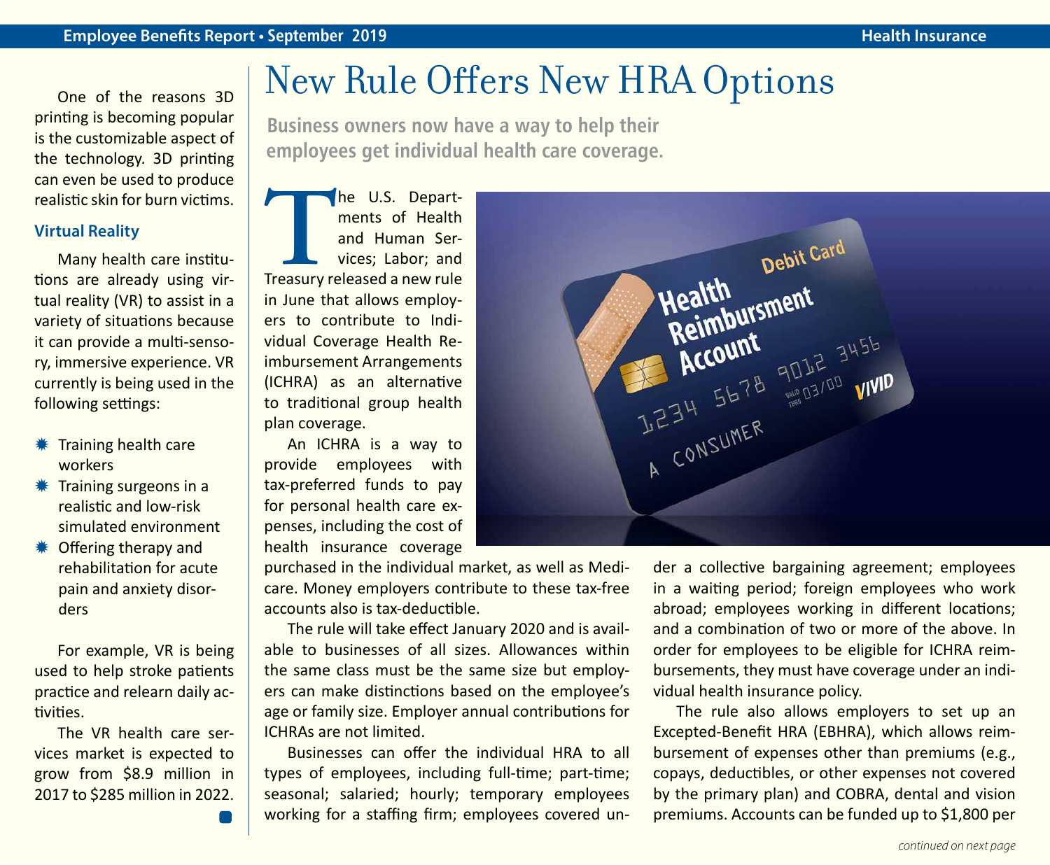One of the reasons 3D printing is becoming popular is the customizable aspect of the technology. 3D printing can even be used to produce realistic skin for burn victims.

### Virtual Reality

Many health care institutions are already using virtual reality (VR) to assist in a variety of situations because it can provide a multi-sensory, immersive experience. VR currently is being used in the following settings:

- Training health care workers
- Training surgeons in a realistic and low-risk simulated environment
- Offering therapy and rehabilitation for acute pain and anxiety disorders

For example, VR is being used to help stroke patients practice and relearn daily activities.

The VR health care services market is expected to grow from $8.9 million in 2017 to $285 million in 2022.

# New Rule Offers New HRA Options

**Business owners now have a way to help their employees get individual health care coverage.**

The U.S. Departments of Health and Human Services; Labor; and Treasury released a new rule in June that allows employers to contribute to Individual Coverage Health Reimbursement Arrangements (ICHRA) as an alternative to traditional group health plan coverage.

An ICHRA is a way to provide employees with tax-preferred funds to pay for personal health care expenses, including the cost of health insurance coverage purchased in the individual market, as well as Medicare. Money employers contribute to these tax-free accounts also is tax-deductible.

The rule will take effect January 2020 and is available to businesses of all sizes. Allowances within the same class must be the same size but employers can make distinctions based on the employee's age or family size. Employer annual contributions for ICHRAs are not limited.

Businesses can offer the individual HRA to all types of employees, including full-time; part-time; seasonal; salaried; hourly; temporary employees working for a staffing firm; employees covered under a collective bargaining agreement; employees in a waiting period; foreign employees who work abroad; employees working in different locations; and a combination of two or more of the above. In order for employees to be eligible for ICHRA reimbursements, they must have coverage under an individual health insurance policy.

The rule also allows employers to set up an Excepted-Benefit HRA (EBHRA), which allows reimbursement of expenses other than premiums (e.g., copays, deductibles, or other expenses not covered by the primary plan) and COBRA, dental and vision premiums. Accounts can be funded up to $1,800 per

*continued on next page*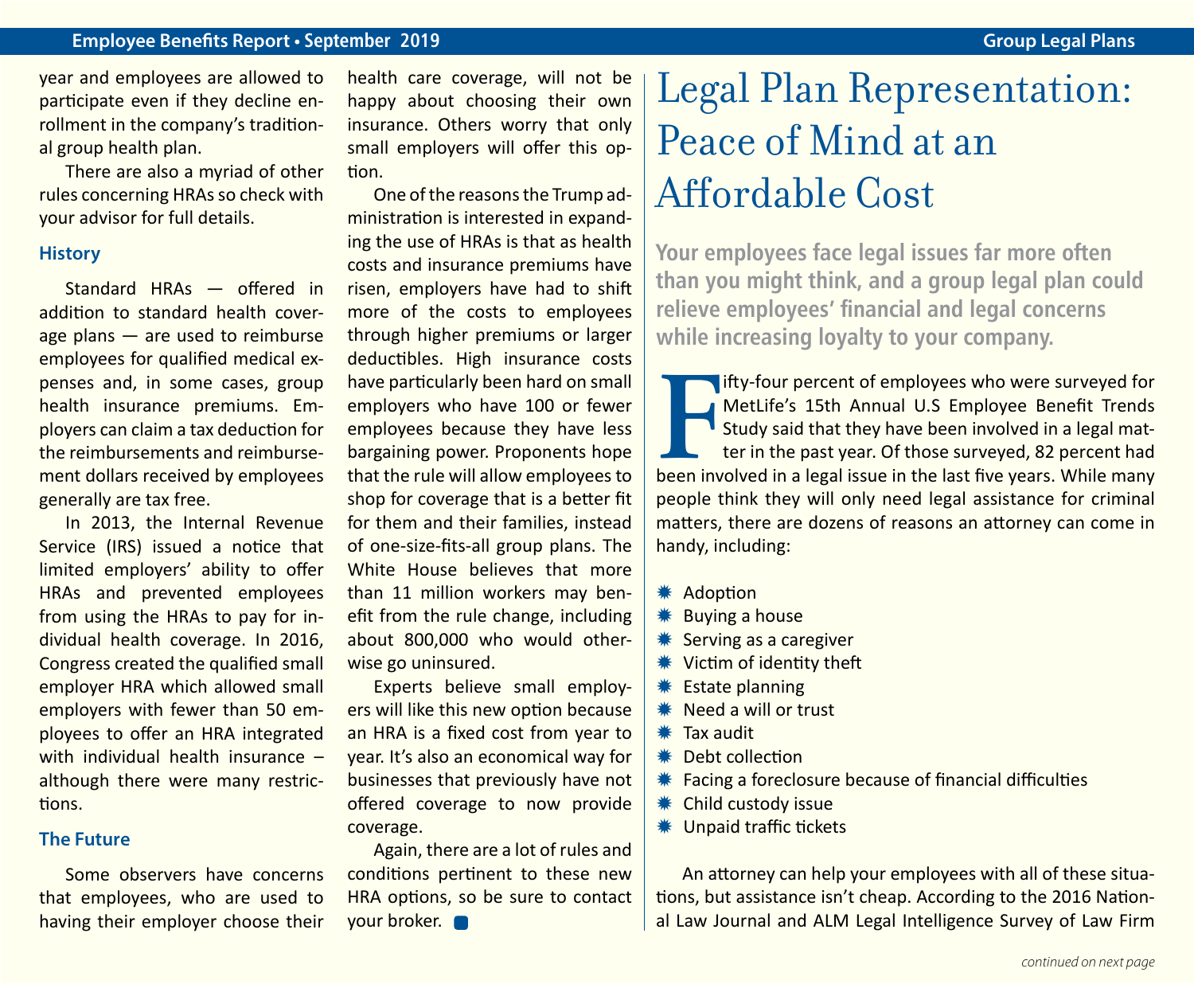year and employees are allowed to participate even if they decline enrollment in the company's traditional group health plan.

There are also a myriad of other rules concerning HRAs so check with your advisor for full details.

### History

Standard HRAs — offered in addition to standard health coverage plans — are used to reimburse employees for qualified medical expenses and, in some cases, group health insurance premiums. Employers can claim a tax deduction for the reimbursements and reimbursement dollars received by employees generally are tax free.

In 2013, the Internal Revenue Service (IRS) issued a notice that limited employers' ability to offer HRAs and prevented employees from using the HRAs to pay for individual health coverage. In 2016, Congress created the qualified small employer HRA which allowed small employers with fewer than 50 employees to offer an HRA integrated with individual health insurance – although there were many restrictions.

### The Future

Some observers have concerns that employees, who are used to having their employer choose their health care coverage, will not be happy about choosing their own insurance. Others worry that only small employers will offer this option.

One of the reasons the Trump administration is interested in expanding the use of HRAs is that as health costs and insurance premiums have risen, employers have had to shift more of the costs to employees through higher premiums or larger deductibles. High insurance costs have particularly been hard on small employers who have 100 or fewer employees because they have less bargaining power. Proponents hope that the rule will allow employees to shop for coverage that is a better fit for them and their families, instead of one-size-fits-all group plans. The White House believes that more than 11 million workers may benefit from the rule change, including about 800,000 who would otherwise go uninsured.

Experts believe small employers will like this new option because an HRA is a fixed cost from year to year. It's also an economical way for businesses that previously have not offered coverage to now provide coverage.

Again, there are a lot of rules and conditions pertinent to these new HRA options, so be sure to contact your broker.

# Legal Plan Representation: Peace of Mind at an Affordable Cost

**Your employees face legal issues far more often than you might think, and a group legal plan could relieve employees' financial and legal concerns while increasing loyalty to your company.**

Fifty-four percent of employees who were surveyed for MetLife's 15th Annual U.S Employee Benefit Trends Study said that they have been involved in a legal matter in the past year. Of those surveyed, 82 percent had been involved in a legal issue in the last five years. While many people think they will only need legal assistance for criminal matters, there are dozens of reasons an attorney can come in handy, including:

- Adoption
- Buying a house
- Serving as a caregiver
- Victim of identity theft
- Estate planning
- Need a will or trust
- Tax audit
- Debt collection
- Facing a foreclosure because of financial difficulties
- Child custody issue
- Unpaid traffic tickets

An attorney can help your employees with all of these situations, but assistance isn't cheap. According to the 2016 National Law Journal and ALM Legal Intelligence Survey of Law Firm

*continued on next page*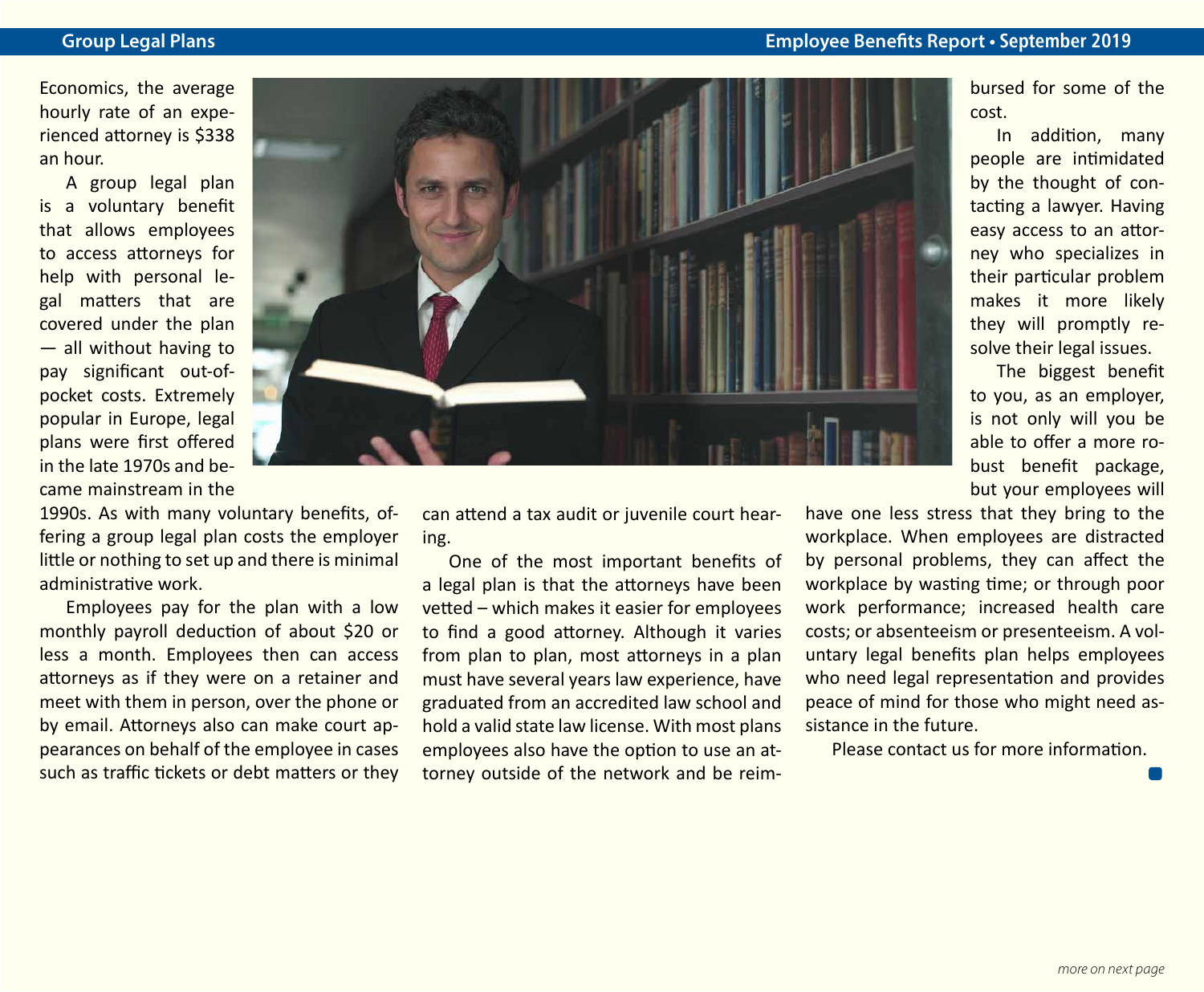Economics, the average hourly rate of an experienced attorney is $338 an hour.

A group legal plan is a voluntary benefit that allows employees to access attorneys for help with personal legal matters that are covered under the plan — all without having to pay significant out-of-pocket costs. Extremely popular in Europe, legal plans were first offered in the late 1970s and became mainstream in the 1990s. As with many voluntary benefits, offering a group legal plan costs the employer little or nothing to set up and there is minimal administrative work.

Employees pay for the plan with a low monthly payroll deduction of about $20 or less a month. Employees then can access attorneys as if they were on a retainer and meet with them in person, over the phone or by email. Attorneys also can make court appearances on behalf of the employee in cases such as traffic tickets or debt matters or they can attend a tax audit or juvenile court hearing.

One of the most important benefits of a legal plan is that the attorneys have been vetted – which makes it easier for employees to find a good attorney. Although it varies from plan to plan, most attorneys in a plan must have several years law experience, have graduated from an accredited law school and hold a valid state law license. With most plans employees also have the option to use an attorney outside of the network and be reimbursed for some of the cost.

In addition, many people are intimidated by the thought of contacting a lawyer. Having easy access to an attorney who specializes in their particular problem makes it more likely they will promptly resolve their legal issues.

The biggest benefit to you, as an employer, is not only will you be able to offer a more robust benefit package, but your employees will have one less stress that they bring to the workplace. When employees are distracted by personal problems, they can affect the workplace by wasting time; or through poor work performance; increased health care costs; or absenteeism or presenteeism. A voluntary legal benefits plan helps employees who need legal representation and provides peace of mind for those who might need assistance in the future.

Please contact us for more information.

*more on next page*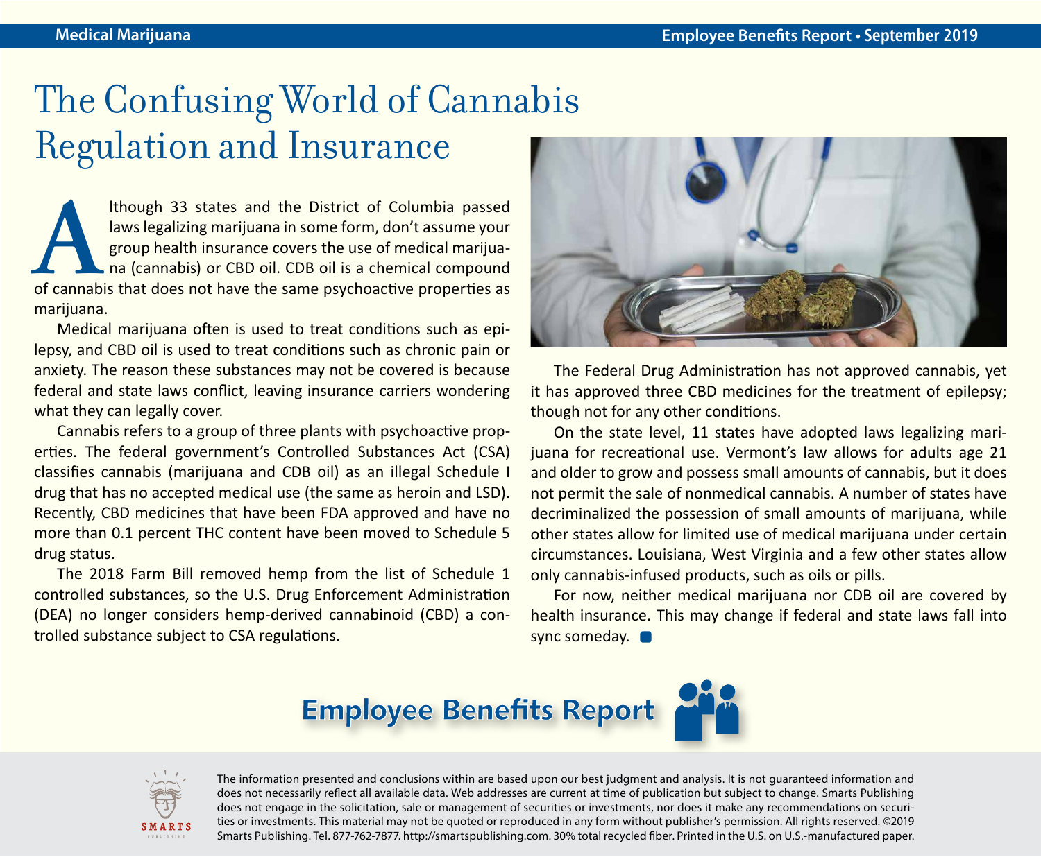# The Confusing World of Cannabis Regulation and Insurance

Although 33 states and the District of Columbia passed laws legalizing marijuana in some form, don't assume your group health insurance covers the use of medical marijuana (cannabis) or CBD oil. CDB oil is a chemical compound of cannabis that does not have the same psychoactive properties as marijuana.

Medical marijuana often is used to treat conditions such as epilepsy, and CBD oil is used to treat conditions such as chronic pain or anxiety. The reason these substances may not be covered is because federal and state laws conflict, leaving insurance carriers wondering what they can legally cover.

Cannabis refers to a group of three plants with psychoactive properties. The federal government's Controlled Substances Act (CSA) classifies cannabis (marijuana and CDB oil) as an illegal Schedule I drug that has no accepted medical use (the same as heroin and LSD). Recently, CBD medicines that have been FDA approved and have no more than 0.1 percent THC content have been moved to Schedule 5 drug status.

The 2018 Farm Bill removed hemp from the list of Schedule 1 controlled substances, so the U.S. Drug Enforcement Administration (DEA) no longer considers hemp-derived cannabinoid (CBD) a controlled substance subject to CSA regulations.

The Federal Drug Administration has not approved cannabis, yet it has approved three CBD medicines for the treatment of epilepsy; though not for any other conditions.

On the state level, 11 states have adopted laws legalizing marijuana for recreational use. Vermont's law allows for adults age 21 and older to grow and possess small amounts of cannabis, but it does not permit the sale of nonmedical cannabis. A number of states have decriminalized the possession of small amounts of marijuana, while other states allow for limited use of medical marijuana under certain circumstances. Louisiana, West Virginia and a few other states allow only cannabis-infused products, such as oils or pills.

For now, neither medical marijuana nor CDB oil are covered by health insurance. This may change if federal and state laws fall into sync someday.

**Employee Benefits Report**

The information presented and conclusions within are based upon our best judgment and analysis. It is not guaranteed information and does not necessarily reflect all available data. Web addresses are current at time of publication but subject to change. Smarts Publishing does not engage in the solicitation, sale or management of securities or investments, nor does it make any recommendations on securities or investments. This material may not be quoted or reproduced in any form without publisher's permission. All rights reserved. ©2019 Smarts Publishing. Tel. 877-762-7877. http://smartspublishing.com. 30% total recycled fiber. Printed in the U.S. on U.S.-manufactured paper.